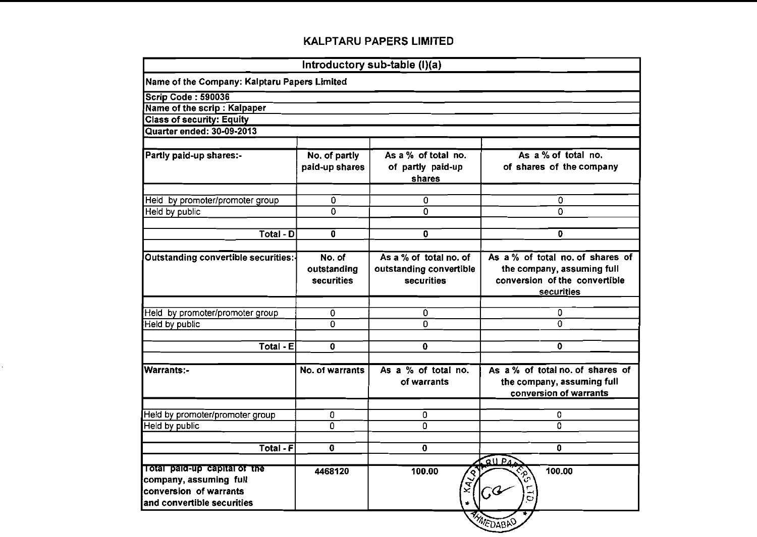# KALPTARU PAPERS LIMITED

| Introductory sub-table (I)(a) | | | |
|---|---|---|---|
| Name of the Company: Kalptaru Papers Limited | | | |
| Scrip Code : 590036 | | | |
| Name of the scrip : Kalpaper | | | |
| Class of security: Equity | | | |
| Quarter ended: 30-09-2013 | | | |
| | | | |
| Partly paid-up shares:- | No. of partly paid-up shares | As a % of total no. of partly paid-up shares | As a % of total no. of shares of the company |
| | | | |
| Held by promoter/promoter group | 0 | 0 | 0 |
| Held by public | 0 | 0 | 0 |
| | | | |
| Total - D | 0 | 0 | 0 |
| | | | |
| Outstanding convertible securities:- | No. of outstanding securities | As a % of total no. of outstanding convertible securities | As a % of total no. of shares of the company, assuming full conversion of the convertible securities |
| | | | |
| Held by promoter/promoter group | 0 | 0 | 0 |
| Held by public | 0 | 0 | 0 |
| | | | |
| Total - E | 0 | 0 | 0 |
| | | | |
| Warrants:- | No. of warrants | As a % of total no. of warrants | As a % of total no. of shares of the company, assuming full conversion of warrants |
| | | | |
| Held by promoter/promoter group | 0 | 0 | 0 |
| Held by public | 0 | 0 | 0 |
| | | | |
| Total - F | 0 | 0 | 0 |
| | | | |
| Total paid-up capital of the company, assuming full conversion of warrants and convertible securities | 4468120 | 100.00 | 100.00 |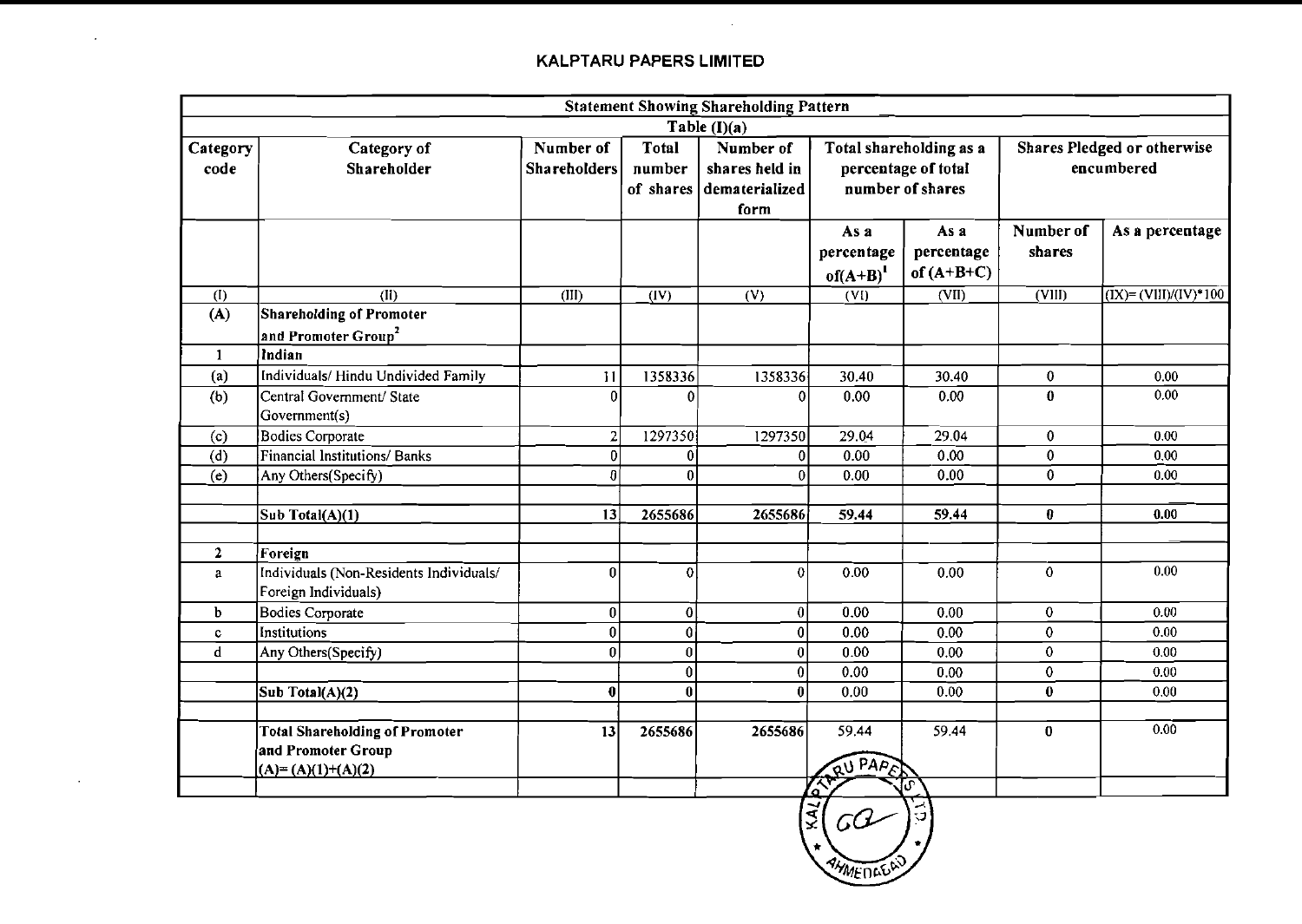## KALPTARU PAPERS LIMITED

| Statement Showing Shareholding Pattern | | | | | | | | |
|---|---|---|---|---|---|---|---|---|
| Table (I)(a) | | | | | | | | |
| Category code | Category of Shareholder | Number of Shareholders | Total number of shares | Number of shares held in dematerialized form | Total shareholding as a percentage of total number of shares | | Shares Pledged or otherwise encumbered | |
| | | | | | As a percentage of(A+B)[1] | As a percentage of (A+B+C) | Number of shares | As a percentage |
| (I) | (II) | (III) | (IV) | (V) | (VI) | (VII) | (VIII) | (IX)= (VIII)/(IV)*100 |
| **(A)** | **Shareholding of Promoter and Promoter Group[2]** | | | | | | | |
| **1** | **Indian** | | | | | | | |
| (a) | Individuals/ Hindu Undivided Family | 11 | 1358336 | 1358336 | 30.40 | 30.40 | 0 | 0.00 |
| (b) | Central Government/ State Government(s) | 0 | 0 | 0 | 0.00 | 0.00 | 0 | 0.00 |
| (c) | Bodies Corporate | 2 | 1297350 | 1297350 | 29.04 | 29.04 | 0 | 0.00 |
| (d) | Financial Institutions/ Banks | 0 | 0 | 0 | 0.00 | 0.00 | 0 | 0.00 |
| (e) | Any Others(Specify) | 0 | 0 | 0 | 0.00 | 0.00 | 0 | 0.00 |
| | | | | | | | | |
| | **Sub Total(A)(1)** | **13** | **2655686** | **2655686** | **59.44** | **59.44** | **0** | **0.00** |
| | | | | | | | | |
| **2** | **Foreign** | | | | | | | |
| a | Individuals (Non-Residents Individuals/ Foreign Individuals) | 0 | 0 | 0 | 0.00 | 0.00 | 0 | 0.00 |
| b | Bodies Corporate | 0 | 0 | 0 | 0.00 | 0.00 | 0 | 0.00 |
| c | Institutions | 0 | 0 | 0 | 0.00 | 0.00 | 0 | 0.00 |
| d | Any Others(Specify) | 0 | 0 | 0 | 0.00 | 0.00 | 0 | 0.00 |
| | | | 0 | 0 | 0.00 | 0.00 | 0 | 0.00 |
| | **Sub Total(A)(2)** | **0** | **0** | **0** | 0.00 | 0.00 | **0** | 0.00 |
| | | | | | | | | |
| | **Total Shareholding of Promoter and Promoter Group (A)= (A)(1)+(A)(2)** | **13** | **2655686** | **2655686** | 59.44 | 59.44 | **0** | 0.00 |
| | | | | | | | | |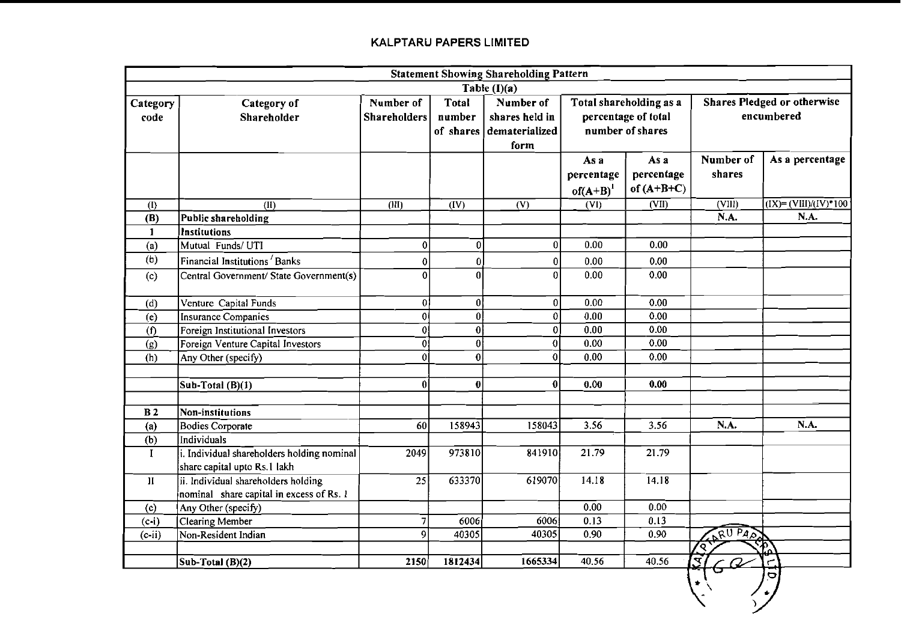# KALPTARU PAPERS LIMITED

| Statement Showing Shareholding Pattern | | | | | | | | |
|---|---|---|---|---|---|---|---|---|
| Table (I)(a) | | | | | | | | |
| Category code | Category of Shareholder | Number of Shareholders | Total number of shares | Number of shares held in dematerialized form | Total shareholding as a percentage of total number of shares | | Shares Pledged or otherwise encumbered | |
| | | | | | As a percentage of(A+B)[1] | As a percentage of (A+B+C) | Number of shares | As a percentage |
| (I) | (II) | (III) | (IV) | (V) | (VI) | (VII) | (VIII) | (IX)= (VIII)/(IV)*100 |
| (B) | **Public shareholding** | | | | | | N.A. | N.A. |
| 1 | **Institutions** | | | | | | | |
| (a) | Mutual Funds/ UTI | 0 | 0 | 0 | 0.00 | 0.00 | | |
| (b) | Financial Institutions / Banks | 0 | 0 | 0 | 0.00 | 0.00 | | |
| (c) | Central Government/ State Government(s) | 0 | 0 | 0 | 0.00 | 0.00 | | |
| (d) | Venture Capital Funds | 0 | 0 | 0 | 0.00 | 0.00 | | |
| (e) | Insurance Companies | 0 | 0 | 0 | 0.00 | 0.00 | | |
| (f) | Foreign Institutional Investors | 0 | 0 | 0 | 0.00 | 0.00 | | |
| (g) | Foreign Venture Capital Investors | 0 | 0 | 0 | 0.00 | 0.00 | | |
| (h) | Any Other (specify) | 0 | 0 | 0 | 0.00 | 0.00 | | |
| | | | | | | | | |
| | **Sub-Total (B)(1)** | **0** | **0** | **0** | **0.00** | **0.00** | | |
| | | | | | | | | |
| **B 2** | **Non-institutions** | | | | | | | |
| (a) | Bodies Corporate | 60 | 158943 | 158043 | 3.56 | 3.56 | N.A. | N.A. |
| (b) | Individuals | | | | | | | |
| I | i. Individual shareholders holding nominal share capital upto Rs.1 lakh | 2049 | 973810 | 841910 | 21.79 | 21.79 | | |
| II | ii. Individual shareholders holding nominal share capital in excess of Rs. 1 | 25 | 633370 | 619070 | 14.18 | 14.18 | | |
| (c) | Any Other (specify) | | | | 0.00 | 0.00 | | |
| (c-i) | Clearing Member | 7 | 6006 | 6006 | 0.13 | 0.13 | | |
| (c-ii) | Non-Resident Indian | 9 | 40305 | 40305 | 0.90 | 0.90 | | |
| | | | | | | | | |
| | **Sub-Total (B)(2)** | **2150** | **1812434** | **1665334** | **40.56** | **40.56** | | |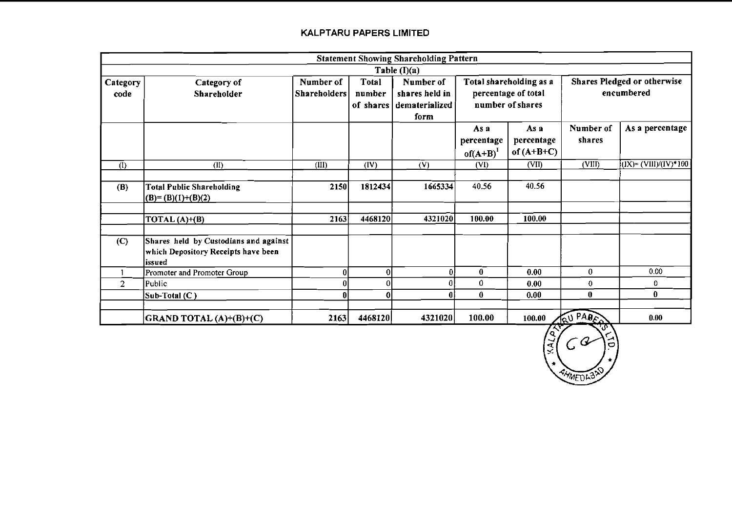# KALPTARU PAPERS LIMITED

| Statement Showing Shareholding Pattern | | | | | | | | |
|---|---|---|---|---|---|---|---|---|
| Table (I)(a) | | | | | | | | |
| Category code | Category of Shareholder | Number of Shareholders | Total number of shares | Number of shares held in dematerialized form | Total shareholding as a percentage of total number of shares | | Shares Pledged or otherwise encumbered | |
| | | | | | As a percentage of(A+B)[1] | As a percentage of (A+B+C) | Number of shares | As a percentage |
| (I) | (II) | (III) | (IV) | (V) | (VI) | (VII) | (VIII) | (IX)= (VIII)/(IV)*100 |
| | | | | | | | | |
| (B) | Total Public Shareholding (B)= (B)(1)+(B)(2) | 2150 | 1812434 | 1665334 | 40.56 | 40.56 | | |
| | | | | | | | | |
| | TOTAL (A)+(B) | 2163 | 4468120 | 4321020 | 100.00 | 100.00 | | |
| | | | | | | | | |
| (C) | Shares held by Custodians and against which Depository Receipts have been issued | | | | | | | |
| 1 | Promoter and Promoter Group | 0 | 0 | 0 | 0 | 0.00 | 0 | 0.00 |
| 2 | Public | 0 | 0 | 0 | 0 | 0.00 | 0 | 0 |
| | Sub-Total (C) | 0 | 0 | 0 | 0 | 0.00 | 0 | 0 |
| | | | | | | | | |
| | GRAND TOTAL (A)+(B)+(C) | 2163 | 4468120 | 4321020 | 100.00 | 100.00 | | 0.00 |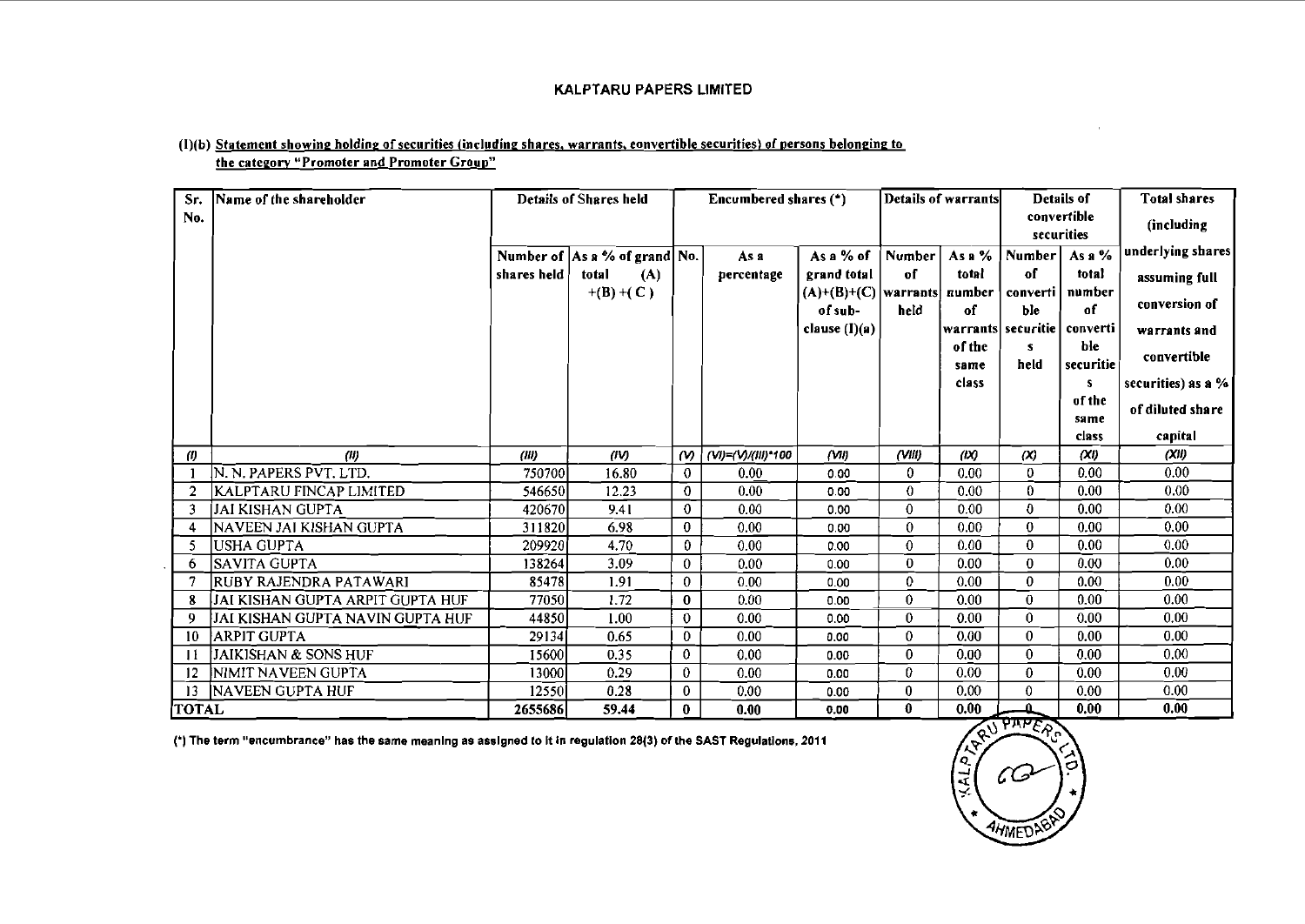# KALPTARU PAPERS LIMITED

## (I)(b) Statement showing holding of securities (including shares, warrants, convertible securities) of persons belonging to the category "Promoter and Promoter Group"

| Sr. No. | Name of the shareholder | Details of Shares held | | Encumbered shares (*) | | | Details of warrants | | Details of convertible securities | | Total shares (including underlying shares assuming full conversion of warrants and convertible securities) as a % of diluted share capital |
|---|---|---|---|---|---|---|---|---|---|---|---|
| | | Number of shares held | As a % of grand total (A) +(B) +( C ) | No. | As a percentage | As a % of grand total (A)+(B)+(C) of sub-clause (I)(a) | Number of warrants held | As a % total number of warrants of the same class | Number of convertible securities held | As a % total number of convertible securities of the same class | |
| (I) | (II) | (III) | (IV) | (V) | (VI)=(V)/(III)*100 | (VII) | (VIII) | (IX) | (X) | (XI) | (XII) |
| 1 | N. N. PAPERS PVT. LTD. | 750700 | 16.80 | 0 | 0.00 | 0.00 | 0 | 0.00 | 0 | 0.00 | 0.00 |
| 2 | KALPTARU FINCAP LIMITED | 546650 | 12.23 | 0 | 0.00 | 0.00 | 0 | 0.00 | 0 | 0.00 | 0.00 |
| 3 | JAI KISHAN GUPTA | 420670 | 9.41 | 0 | 0.00 | 0.00 | 0 | 0.00 | 0 | 0.00 | 0.00 |
| 4 | NAVEEN JAI KISHAN GUPTA | 311820 | 6.98 | 0 | 0.00 | 0.00 | 0 | 0.00 | 0 | 0.00 | 0.00 |
| 5 | USHA GUPTA | 209920 | 4.70 | 0 | 0.00 | 0.00 | 0 | 0.00 | 0 | 0.00 | 0.00 |
| 6 | SAVITA GUPTA | 138264 | 3.09 | 0 | 0.00 | 0.00 | 0 | 0.00 | 0 | 0.00 | 0.00 |
| 7 | RUBY RAJENDRA PATAWARI | 85478 | 1.91 | 0 | 0.00 | 0.00 | 0 | 0.00 | 0 | 0.00 | 0.00 |
| 8 | JAI KISHAN GUPTA ARPIT GUPTA HUF | 77050 | 1.72 | 0 | 0.00 | 0.00 | 0 | 0.00 | 0 | 0.00 | 0.00 |
| 9 | JAI KISHAN GUPTA NAVIN GUPTA HUF | 44850 | 1.00 | 0 | 0.00 | 0.00 | 0 | 0.00 | 0 | 0.00 | 0.00 |
| 10 | ARPIT GUPTA | 29134 | 0.65 | 0 | 0.00 | 0.00 | 0 | 0.00 | 0 | 0.00 | 0.00 |
| 11 | JAIKISHAN & SONS HUF | 15600 | 0.35 | 0 | 0.00 | 0.00 | 0 | 0.00 | 0 | 0.00 | 0.00 |
| 12 | NIMIT NAVEEN GUPTA | 13000 | 0.29 | 0 | 0.00 | 0.00 | 0 | 0.00 | 0 | 0.00 | 0.00 |
| 13 | NAVEEN GUPTA HUF | 12550 | 0.28 | 0 | 0.00 | 0.00 | 0 | 0.00 | 0 | 0.00 | 0.00 |
| **TOTAL** | | **2655686** | **59.44** | **0** | **0.00** | **0.00** | **0** | **0.00** | **0** | **0.00** | **0.00** |

(*) The term "encumbrance" has the same meaning as assigned to it in regulation 28(3) of the SAST Regulations, 2011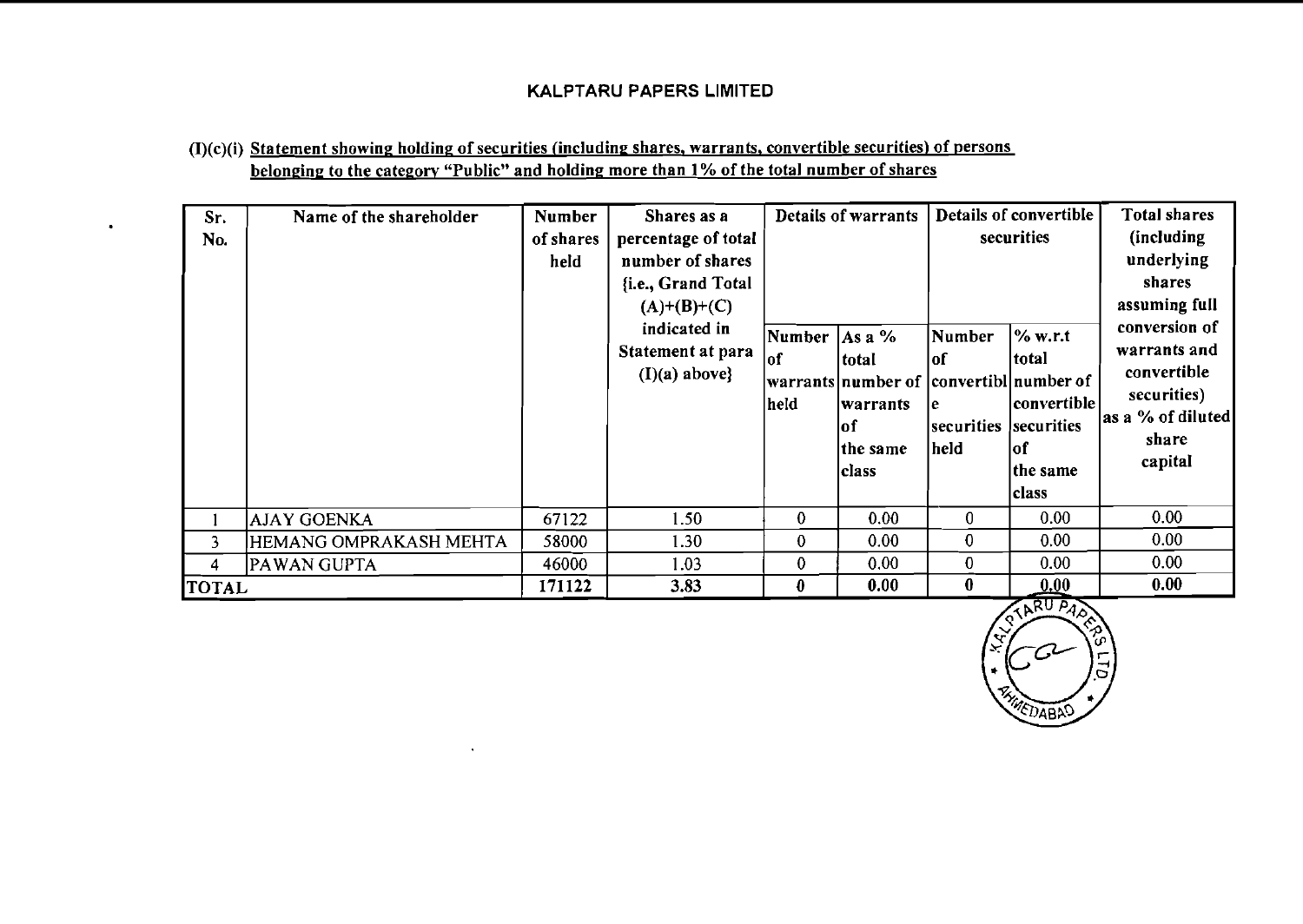## KALPTARU PAPERS LIMITED

(I)(c)(i) Statement showing holding of securities (including shares, warrants, convertible securities) of persons belonging to the category "Public" and holding more than 1% of the total number of shares

| Sr. No. | Name of the shareholder | Number of shares held | Shares as a percentage of total number of shares {i.e., Grand Total (A)+(B)+(C) indicated in Statement at para (I)(a) above} | Details of warrants | | Details of convertible securities | | Total shares (including underlying shares assuming full conversion of warrants and convertible securities) as a % of diluted share capital |
|---|---|---|---|---|---|---|---|---|
| | | | | Number of warrants held | As a % total number of warrants of the same class | Number of convertible securities held | % w.r.t total number of convertible securities of the same class | |
| 1 | AJAY GOENKA | 67122 | 1.50 | 0 | 0.00 | 0 | 0.00 | 0.00 |
| 3 | HEMANG OMPRAKASH MEHTA | 58000 | 1.30 | 0 | 0.00 | 0 | 0.00 | 0.00 |
| 4 | PAWAN GUPTA | 46000 | 1.03 | 0 | 0.00 | 0 | 0.00 | 0.00 |
| TOTAL | | 171122 | 3.83 | 0 | 0.00 | 0 | 0.00 | 0.00 |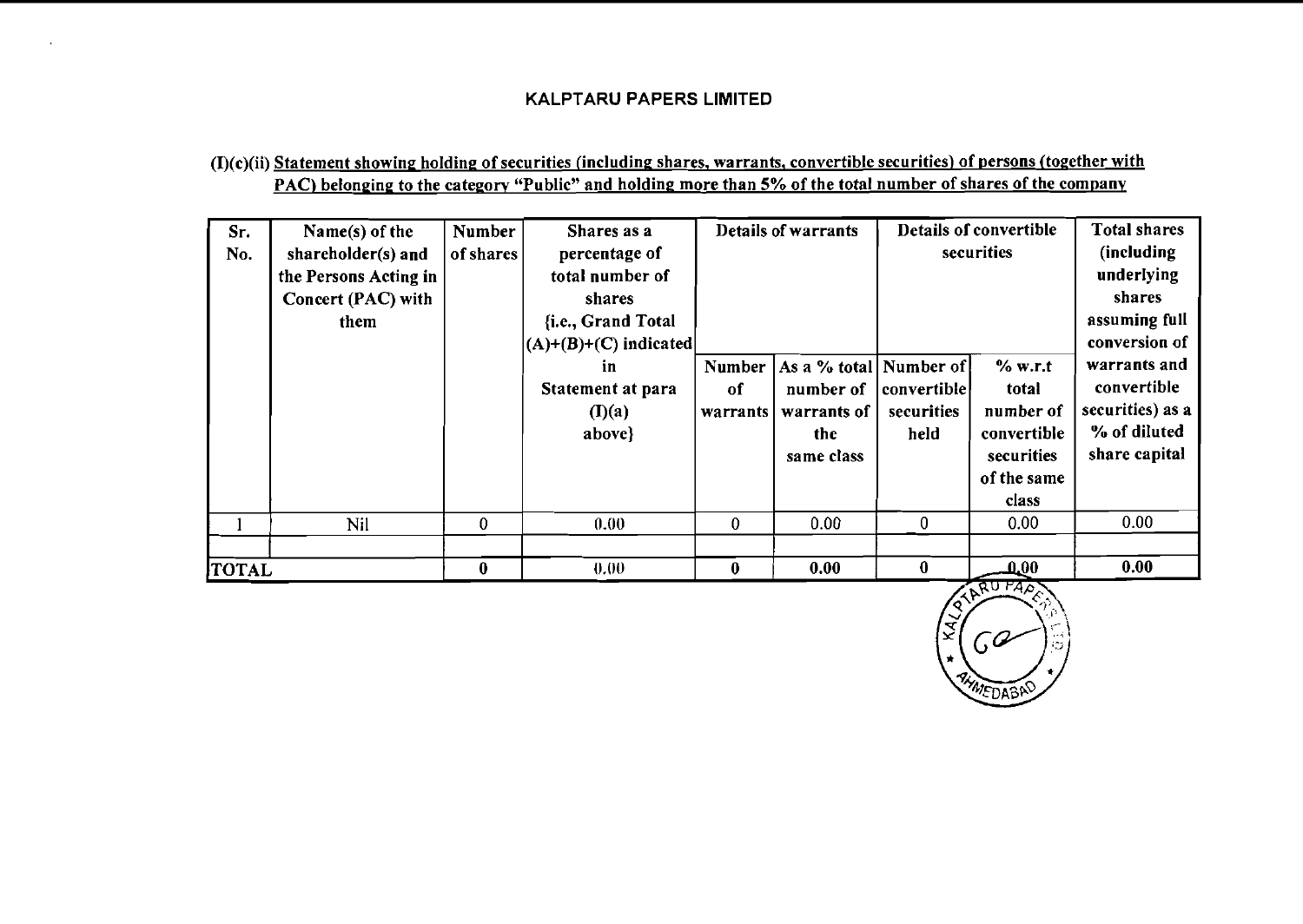## KALPTARU PAPERS LIMITED

### (I)(c)(ii) Statement showing holding of securities (including shares, warrants, convertible securities) of persons (together with PAC) belonging to the category "Public" and holding more than 5% of the total number of shares of the company

| Sr. No. | Name(s) of the shareholder(s) and the Persons Acting in Concert (PAC) with them | Number of shares | Shares as a percentage of total number of shares {i.e., Grand Total (A)+(B)+(C) indicated in Statement at para (I)(a) above} | Details of warrants | | Details of convertible securities | | Total shares (including underlying shares assuming full conversion of warrants and convertible securities) as a % of diluted share capital |
|---|---|---|---|---|---|---|---|---|
| | | | | Number of warrants | As a % total number of warrants of the same class | Number of convertible securities held | % w.r.t total number of convertible securities of the same class | |
| 1 | Nil | 0 | 0.00 | 0 | 0.00 | 0 | 0.00 | 0.00 |
| | | | | | | | | |
| TOTAL | | 0 | 0.00 | 0 | 0.00 | 0 | 0.00 | 0.00 |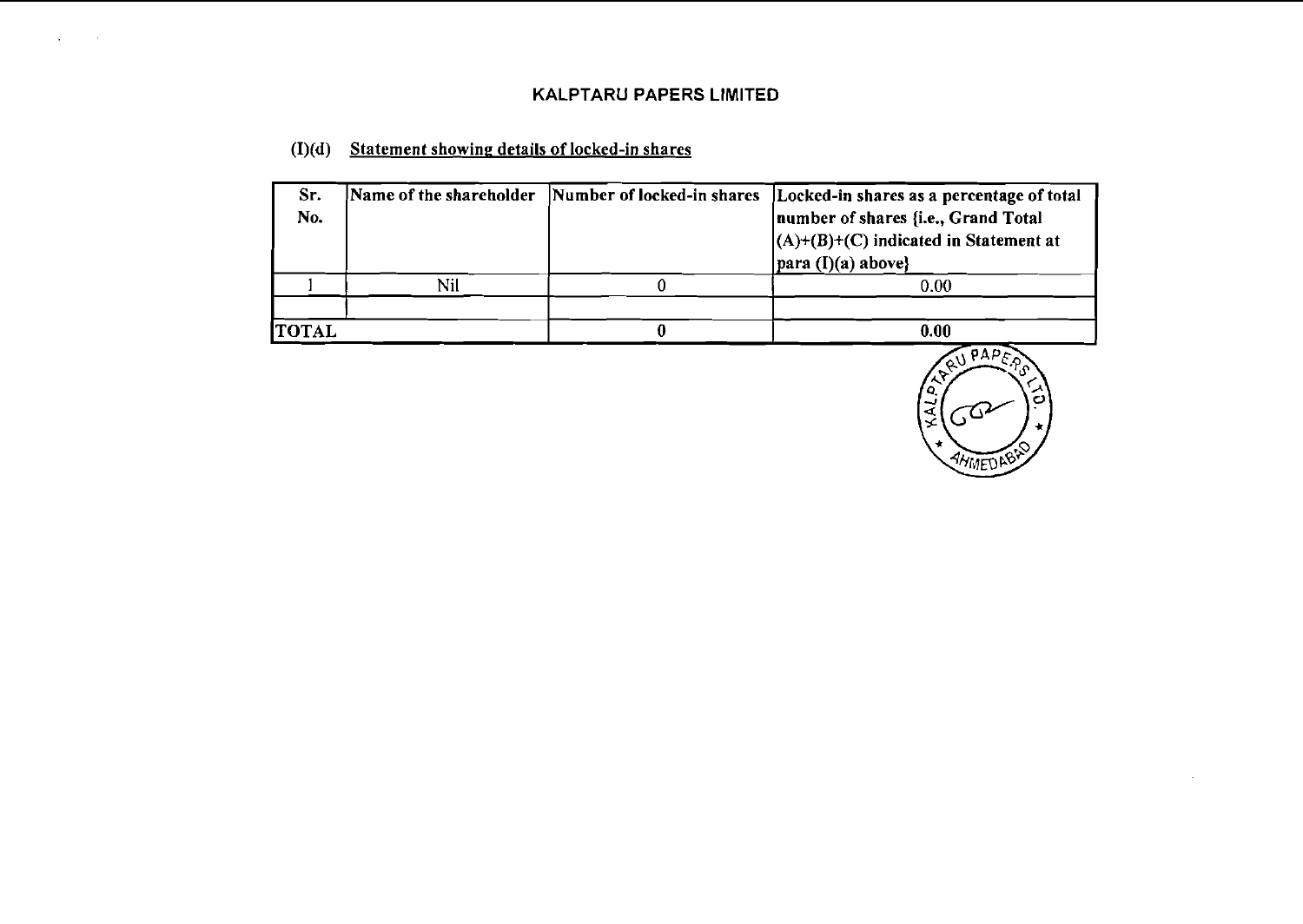# KALPTARU PAPERS LIMITED

## (I)(d) Statement showing details of locked-in shares

| Sr. No. | Name of the shareholder | Number of locked-in shares | Locked-in shares as a percentage of total number of shares {i.e., Grand Total (A)+(B)+(C) indicated in Statement at para (I)(a) above} |
|---|---|---|---|
| 1 | Nil | 0 | 0.00 |
| | | | |
| **TOTAL** | | **0** | **0.00** |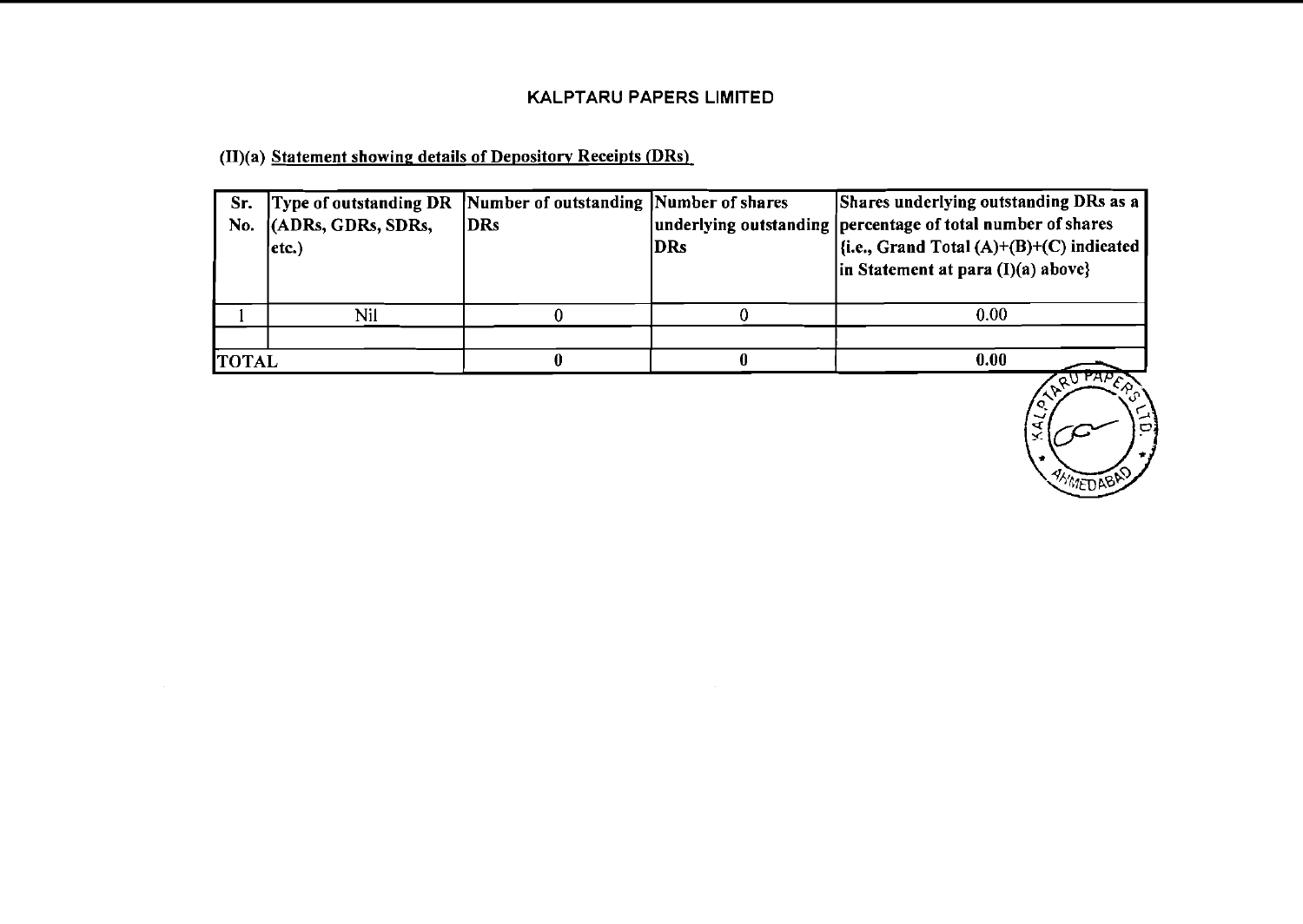## KALPTARU PAPERS LIMITED

(II)(a) Statement showing details of Depository Receipts (DRs)

| Sr. No. | Type of outstanding DR (ADRs, GDRs, SDRs, etc.) | Number of outstanding DRs | Number of shares underlying outstanding DRs | Shares underlying outstanding DRs as a percentage of total number of shares {i.e., Grand Total (A)+(B)+(C) indicated in Statement at para (I)(a) above} |
|---|---|---|---|---|
| 1 | Nil | 0 | 0 | 0.00 |
| | | | | |
| TOTAL | | **0** | **0** | **0.00** |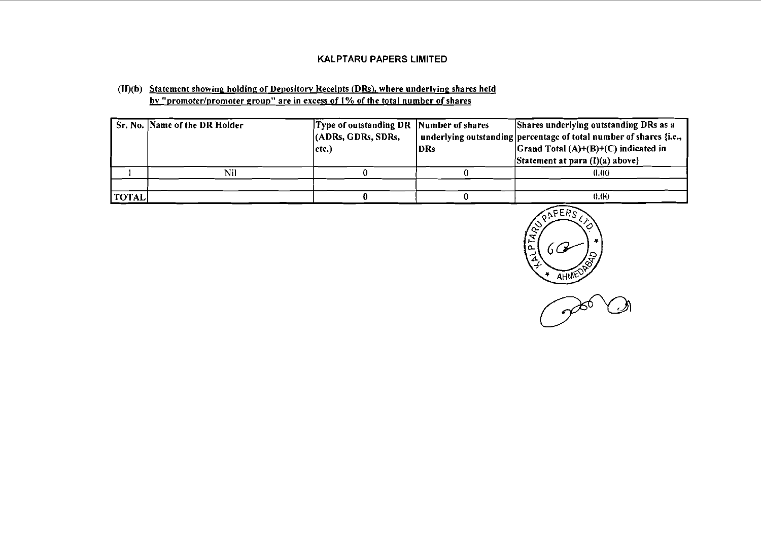# KALPTARU PAPERS LIMITED

**(II)(b) Statement showing holding of Depository Receipts (DRs), where underlying shares held by "promoter/promoter group" are in excess of 1% of the total number of shares**

| Sr. No. | Name of the DR Holder | Type of outstanding DR (ADRs, GDRs, SDRs, etc.) | Number of shares underlying outstanding DRs | Shares underlying outstanding DRs as a percentage of total number of shares {i.e., Grand Total (A)+(B)+(C) indicated in Statement at para (I)(a) above} |
|---|---|---|---|---|
| 1 | Nil | 0 | 0 | 0.00 |
| | | | | |
| TOTAL | | 0 | 0 | 0.00 |